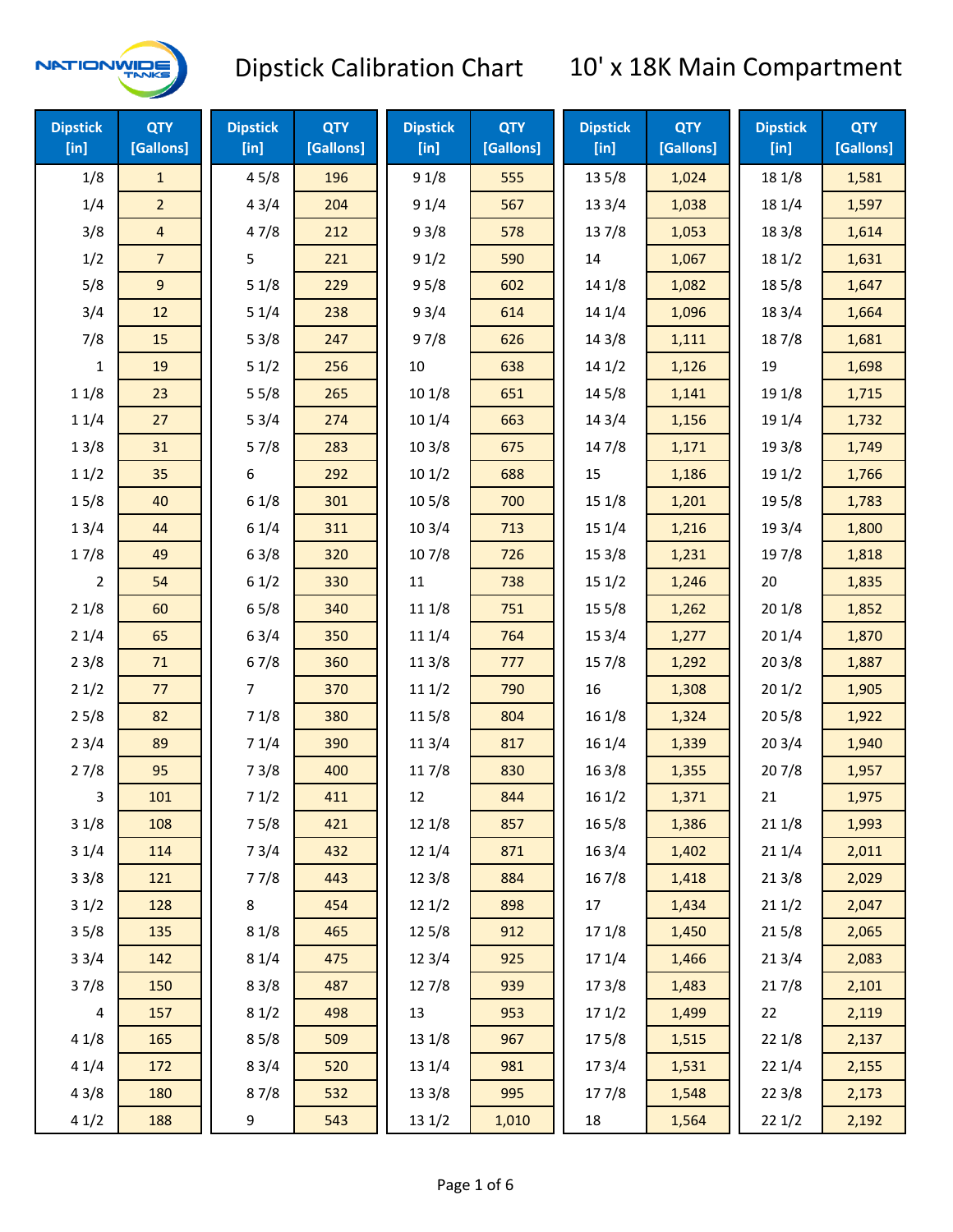# Dipstick Calibration Chart

## 10' x 18K Main Compartment

| Dipstick [in] | QTY [Gallons] | Dipstick [in] | QTY [Gallons] | Dipstick [in] | QTY [Gallons] | Dipstick [in] | QTY [Gallons] | Dipstick [in] | QTY [Gallons] |
|---|---|---|---|---|---|---|---|---|---|
| 1/8 | 1 | 4 5/8 | 196 | 9 1/8 | 555 | 13 5/8 | 1,024 | 18 1/8 | 1,581 |
| 1/4 | 2 | 4 3/4 | 204 | 9 1/4 | 567 | 13 3/4 | 1,038 | 18 1/4 | 1,597 |
| 3/8 | 4 | 4 7/8 | 212 | 9 3/8 | 578 | 13 7/8 | 1,053 | 18 3/8 | 1,614 |
| 1/2 | 7 | 5 | 221 | 9 1/2 | 590 | 14 | 1,067 | 18 1/2 | 1,631 |
| 5/8 | 9 | 5 1/8 | 229 | 9 5/8 | 602 | 14 1/8 | 1,082 | 18 5/8 | 1,647 |
| 3/4 | 12 | 5 1/4 | 238 | 9 3/4 | 614 | 14 1/4 | 1,096 | 18 3/4 | 1,664 |
| 7/8 | 15 | 5 3/8 | 247 | 9 7/8 | 626 | 14 3/8 | 1,111 | 18 7/8 | 1,681 |
| 1 | 19 | 5 1/2 | 256 | 10 | 638 | 14 1/2 | 1,126 | 19 | 1,698 |
| 1 1/8 | 23 | 5 5/8 | 265 | 10 1/8 | 651 | 14 5/8 | 1,141 | 19 1/8 | 1,715 |
| 1 1/4 | 27 | 5 3/4 | 274 | 10 1/4 | 663 | 14 3/4 | 1,156 | 19 1/4 | 1,732 |
| 1 3/8 | 31 | 5 7/8 | 283 | 10 3/8 | 675 | 14 7/8 | 1,171 | 19 3/8 | 1,749 |
| 1 1/2 | 35 | 6 | 292 | 10 1/2 | 688 | 15 | 1,186 | 19 1/2 | 1,766 |
| 1 5/8 | 40 | 6 1/8 | 301 | 10 5/8 | 700 | 15 1/8 | 1,201 | 19 5/8 | 1,783 |
| 1 3/4 | 44 | 6 1/4 | 311 | 10 3/4 | 713 | 15 1/4 | 1,216 | 19 3/4 | 1,800 |
| 1 7/8 | 49 | 6 3/8 | 320 | 10 7/8 | 726 | 15 3/8 | 1,231 | 19 7/8 | 1,818 |
| 2 | 54 | 6 1/2 | 330 | 11 | 738 | 15 1/2 | 1,246 | 20 | 1,835 |
| 2 1/8 | 60 | 6 5/8 | 340 | 11 1/8 | 751 | 15 5/8 | 1,262 | 20 1/8 | 1,852 |
| 2 1/4 | 65 | 6 3/4 | 350 | 11 1/4 | 764 | 15 3/4 | 1,277 | 20 1/4 | 1,870 |
| 2 3/8 | 71 | 6 7/8 | 360 | 11 3/8 | 777 | 15 7/8 | 1,292 | 20 3/8 | 1,887 |
| 2 1/2 | 77 | 7 | 370 | 11 1/2 | 790 | 16 | 1,308 | 20 1/2 | 1,905 |
| 2 5/8 | 82 | 7 1/8 | 380 | 11 5/8 | 804 | 16 1/8 | 1,324 | 20 5/8 | 1,922 |
| 2 3/4 | 89 | 7 1/4 | 390 | 11 3/4 | 817 | 16 1/4 | 1,339 | 20 3/4 | 1,940 |
| 2 7/8 | 95 | 7 3/8 | 400 | 11 7/8 | 830 | 16 3/8 | 1,355 | 20 7/8 | 1,957 |
| 3 | 101 | 7 1/2 | 411 | 12 | 844 | 16 1/2 | 1,371 | 21 | 1,975 |
| 3 1/8 | 108 | 7 5/8 | 421 | 12 1/8 | 857 | 16 5/8 | 1,386 | 21 1/8 | 1,993 |
| 3 1/4 | 114 | 7 3/4 | 432 | 12 1/4 | 871 | 16 3/4 | 1,402 | 21 1/4 | 2,011 |
| 3 3/8 | 121 | 7 7/8 | 443 | 12 3/8 | 884 | 16 7/8 | 1,418 | 21 3/8 | 2,029 |
| 3 1/2 | 128 | 8 | 454 | 12 1/2 | 898 | 17 | 1,434 | 21 1/2 | 2,047 |
| 3 5/8 | 135 | 8 1/8 | 465 | 12 5/8 | 912 | 17 1/8 | 1,450 | 21 5/8 | 2,065 |
| 3 3/4 | 142 | 8 1/4 | 475 | 12 3/4 | 925 | 17 1/4 | 1,466 | 21 3/4 | 2,083 |
| 3 7/8 | 150 | 8 3/8 | 487 | 12 7/8 | 939 | 17 3/8 | 1,483 | 21 7/8 | 2,101 |
| 4 | 157 | 8 1/2 | 498 | 13 | 953 | 17 1/2 | 1,499 | 22 | 2,119 |
| 4 1/8 | 165 | 8 5/8 | 509 | 13 1/8 | 967 | 17 5/8 | 1,515 | 22 1/8 | 2,137 |
| 4 1/4 | 172 | 8 3/4 | 520 | 13 1/4 | 981 | 17 3/4 | 1,531 | 22 1/4 | 2,155 |
| 4 3/8 | 180 | 8 7/8 | 532 | 13 3/8 | 995 | 17 7/8 | 1,548 | 22 3/8 | 2,173 |
| 4 1/2 | 188 | 9 | 543 | 13 1/2 | 1,010 | 18 | 1,564 | 22 1/2 | 2,192 |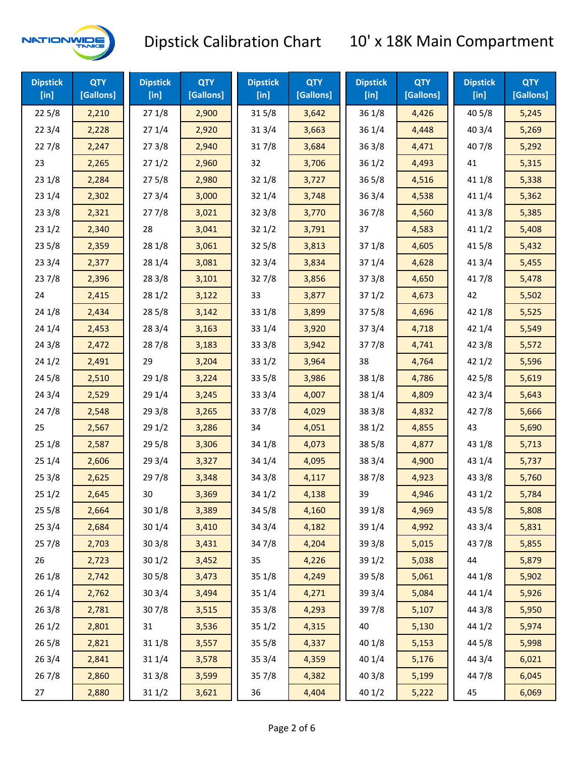# Dipstick Calibration Chart — 10' x 18K Main Compartment

| Dipstick [in] | QTY [Gallons] | Dipstick [in] | QTY [Gallons] | Dipstick [in] | QTY [Gallons] | Dipstick [in] | QTY [Gallons] | Dipstick [in] | QTY [Gallons] |
|---|---|---|---|---|---|---|---|---|---|
| 22 5/8 | 2,210 | 27 1/8 | 2,900 | 31 5/8 | 3,642 | 36 1/8 | 4,426 | 40 5/8 | 5,245 |
| 22 3/4 | 2,228 | 27 1/4 | 2,920 | 31 3/4 | 3,663 | 36 1/4 | 4,448 | 40 3/4 | 5,269 |
| 22 7/8 | 2,247 | 27 3/8 | 2,940 | 31 7/8 | 3,684 | 36 3/8 | 4,471 | 40 7/8 | 5,292 |
| 23 | 2,265 | 27 1/2 | 2,960 | 32 | 3,706 | 36 1/2 | 4,493 | 41 | 5,315 |
| 23 1/8 | 2,284 | 27 5/8 | 2,980 | 32 1/8 | 3,727 | 36 5/8 | 4,516 | 41 1/8 | 5,338 |
| 23 1/4 | 2,302 | 27 3/4 | 3,000 | 32 1/4 | 3,748 | 36 3/4 | 4,538 | 41 1/4 | 5,362 |
| 23 3/8 | 2,321 | 27 7/8 | 3,021 | 32 3/8 | 3,770 | 36 7/8 | 4,560 | 41 3/8 | 5,385 |
| 23 1/2 | 2,340 | 28 | 3,041 | 32 1/2 | 3,791 | 37 | 4,583 | 41 1/2 | 5,408 |
| 23 5/8 | 2,359 | 28 1/8 | 3,061 | 32 5/8 | 3,813 | 37 1/8 | 4,605 | 41 5/8 | 5,432 |
| 23 3/4 | 2,377 | 28 1/4 | 3,081 | 32 3/4 | 3,834 | 37 1/4 | 4,628 | 41 3/4 | 5,455 |
| 23 7/8 | 2,396 | 28 3/8 | 3,101 | 32 7/8 | 3,856 | 37 3/8 | 4,650 | 41 7/8 | 5,478 |
| 24 | 2,415 | 28 1/2 | 3,122 | 33 | 3,877 | 37 1/2 | 4,673 | 42 | 5,502 |
| 24 1/8 | 2,434 | 28 5/8 | 3,142 | 33 1/8 | 3,899 | 37 5/8 | 4,696 | 42 1/8 | 5,525 |
| 24 1/4 | 2,453 | 28 3/4 | 3,163 | 33 1/4 | 3,920 | 37 3/4 | 4,718 | 42 1/4 | 5,549 |
| 24 3/8 | 2,472 | 28 7/8 | 3,183 | 33 3/8 | 3,942 | 37 7/8 | 4,741 | 42 3/8 | 5,572 |
| 24 1/2 | 2,491 | 29 | 3,204 | 33 1/2 | 3,964 | 38 | 4,764 | 42 1/2 | 5,596 |
| 24 5/8 | 2,510 | 29 1/8 | 3,224 | 33 5/8 | 3,986 | 38 1/8 | 4,786 | 42 5/8 | 5,619 |
| 24 3/4 | 2,529 | 29 1/4 | 3,245 | 33 3/4 | 4,007 | 38 1/4 | 4,809 | 42 3/4 | 5,643 |
| 24 7/8 | 2,548 | 29 3/8 | 3,265 | 33 7/8 | 4,029 | 38 3/8 | 4,832 | 42 7/8 | 5,666 |
| 25 | 2,567 | 29 1/2 | 3,286 | 34 | 4,051 | 38 1/2 | 4,855 | 43 | 5,690 |
| 25 1/8 | 2,587 | 29 5/8 | 3,306 | 34 1/8 | 4,073 | 38 5/8 | 4,877 | 43 1/8 | 5,713 |
| 25 1/4 | 2,606 | 29 3/4 | 3,327 | 34 1/4 | 4,095 | 38 3/4 | 4,900 | 43 1/4 | 5,737 |
| 25 3/8 | 2,625 | 29 7/8 | 3,348 | 34 3/8 | 4,117 | 38 7/8 | 4,923 | 43 3/8 | 5,760 |
| 25 1/2 | 2,645 | 30 | 3,369 | 34 1/2 | 4,138 | 39 | 4,946 | 43 1/2 | 5,784 |
| 25 5/8 | 2,664 | 30 1/8 | 3,389 | 34 5/8 | 4,160 | 39 1/8 | 4,969 | 43 5/8 | 5,808 |
| 25 3/4 | 2,684 | 30 1/4 | 3,410 | 34 3/4 | 4,182 | 39 1/4 | 4,992 | 43 3/4 | 5,831 |
| 25 7/8 | 2,703 | 30 3/8 | 3,431 | 34 7/8 | 4,204 | 39 3/8 | 5,015 | 43 7/8 | 5,855 |
| 26 | 2,723 | 30 1/2 | 3,452 | 35 | 4,226 | 39 1/2 | 5,038 | 44 | 5,879 |
| 26 1/8 | 2,742 | 30 5/8 | 3,473 | 35 1/8 | 4,249 | 39 5/8 | 5,061 | 44 1/8 | 5,902 |
| 26 1/4 | 2,762 | 30 3/4 | 3,494 | 35 1/4 | 4,271 | 39 3/4 | 5,084 | 44 1/4 | 5,926 |
| 26 3/8 | 2,781 | 30 7/8 | 3,515 | 35 3/8 | 4,293 | 39 7/8 | 5,107 | 44 3/8 | 5,950 |
| 26 1/2 | 2,801 | 31 | 3,536 | 35 1/2 | 4,315 | 40 | 5,130 | 44 1/2 | 5,974 |
| 26 5/8 | 2,821 | 31 1/8 | 3,557 | 35 5/8 | 4,337 | 40 1/8 | 5,153 | 44 5/8 | 5,998 |
| 26 3/4 | 2,841 | 31 1/4 | 3,578 | 35 3/4 | 4,359 | 40 1/4 | 5,176 | 44 3/4 | 6,021 |
| 26 7/8 | 2,860 | 31 3/8 | 3,599 | 35 7/8 | 4,382 | 40 3/8 | 5,199 | 44 7/8 | 6,045 |
| 27 | 2,880 | 31 1/2 | 3,621 | 36 | 4,404 | 40 1/2 | 5,222 | 45 | 6,069 |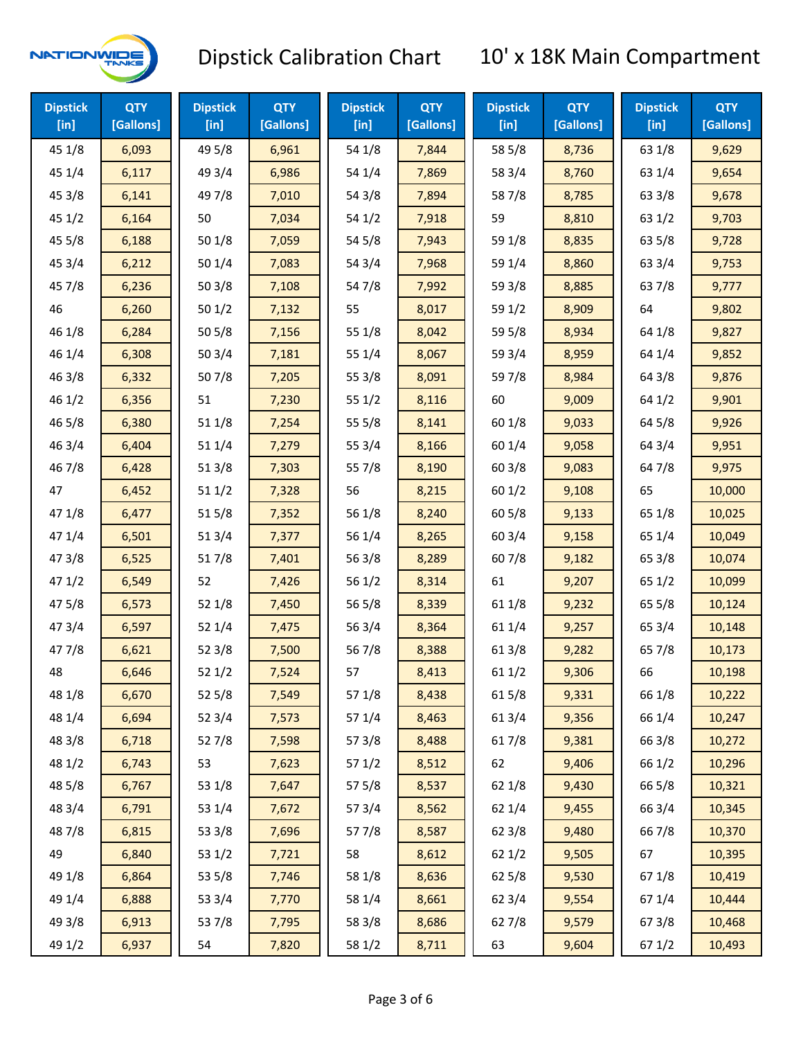# Dipstick Calibration Chart

## 10' x 18K Main Compartment

| Dipstick [in] | QTY [Gallons] |
|---|---|
| 45 1/8 | 6,093 |
| 45 1/4 | 6,117 |
| 45 3/8 | 6,141 |
| 45 1/2 | 6,164 |
| 45 5/8 | 6,188 |
| 45 3/4 | 6,212 |
| 45 7/8 | 6,236 |
| 46 | 6,260 |
| 46 1/8 | 6,284 |
| 46 1/4 | 6,308 |
| 46 3/8 | 6,332 |
| 46 1/2 | 6,356 |
| 46 5/8 | 6,380 |
| 46 3/4 | 6,404 |
| 46 7/8 | 6,428 |
| 47 | 6,452 |
| 47 1/8 | 6,477 |
| 47 1/4 | 6,501 |
| 47 3/8 | 6,525 |
| 47 1/2 | 6,549 |
| 47 5/8 | 6,573 |
| 47 3/4 | 6,597 |
| 47 7/8 | 6,621 |
| 48 | 6,646 |
| 48 1/8 | 6,670 |
| 48 1/4 | 6,694 |
| 48 3/8 | 6,718 |
| 48 1/2 | 6,743 |
| 48 5/8 | 6,767 |
| 48 3/4 | 6,791 |
| 48 7/8 | 6,815 |
| 49 | 6,840 |
| 49 1/8 | 6,864 |
| 49 1/4 | 6,888 |
| 49 3/8 | 6,913 |
| 49 1/2 | 6,937 |
| 49 5/8 | 6,961 |
| 49 3/4 | 6,986 |
| 49 7/8 | 7,010 |
| 50 | 7,034 |
| 50 1/8 | 7,059 |
| 50 1/4 | 7,083 |
| 50 3/8 | 7,108 |
| 50 1/2 | 7,132 |
| 50 5/8 | 7,156 |
| 50 3/4 | 7,181 |
| 50 7/8 | 7,205 |
| 51 | 7,230 |
| 51 1/8 | 7,254 |
| 51 1/4 | 7,279 |
| 51 3/8 | 7,303 |
| 51 1/2 | 7,328 |
| 51 5/8 | 7,352 |
| 51 3/4 | 7,377 |
| 51 7/8 | 7,401 |
| 52 | 7,426 |
| 52 1/8 | 7,450 |
| 52 1/4 | 7,475 |
| 52 3/8 | 7,500 |
| 52 1/2 | 7,524 |
| 52 5/8 | 7,549 |
| 52 3/4 | 7,573 |
| 52 7/8 | 7,598 |
| 53 | 7,623 |
| 53 1/8 | 7,647 |
| 53 1/4 | 7,672 |
| 53 3/8 | 7,696 |
| 53 1/2 | 7,721 |
| 53 5/8 | 7,746 |
| 53 3/4 | 7,770 |
| 53 7/8 | 7,795 |
| 54 | 7,820 |
| 54 1/8 | 7,844 |
| 54 1/4 | 7,869 |
| 54 3/8 | 7,894 |
| 54 1/2 | 7,918 |
| 54 5/8 | 7,943 |
| 54 3/4 | 7,968 |
| 54 7/8 | 7,992 |
| 55 | 8,017 |
| 55 1/8 | 8,042 |
| 55 1/4 | 8,067 |
| 55 3/8 | 8,091 |
| 55 1/2 | 8,116 |
| 55 5/8 | 8,141 |
| 55 3/4 | 8,166 |
| 55 7/8 | 8,190 |
| 56 | 8,215 |
| 56 1/8 | 8,240 |
| 56 1/4 | 8,265 |
| 56 3/8 | 8,289 |
| 56 1/2 | 8,314 |
| 56 5/8 | 8,339 |
| 56 3/4 | 8,364 |
| 56 7/8 | 8,388 |
| 57 | 8,413 |
| 57 1/8 | 8,438 |
| 57 1/4 | 8,463 |
| 57 3/8 | 8,488 |
| 57 1/2 | 8,512 |
| 57 5/8 | 8,537 |
| 57 3/4 | 8,562 |
| 57 7/8 | 8,587 |
| 58 | 8,612 |
| 58 1/8 | 8,636 |
| 58 1/4 | 8,661 |
| 58 3/8 | 8,686 |
| 58 1/2 | 8,711 |
| 58 5/8 | 8,736 |
| 58 3/4 | 8,760 |
| 58 7/8 | 8,785 |
| 59 | 8,810 |
| 59 1/8 | 8,835 |
| 59 1/4 | 8,860 |
| 59 3/8 | 8,885 |
| 59 1/2 | 8,909 |
| 59 5/8 | 8,934 |
| 59 3/4 | 8,959 |
| 59 7/8 | 8,984 |
| 60 | 9,009 |
| 60 1/8 | 9,033 |
| 60 1/4 | 9,058 |
| 60 3/8 | 9,083 |
| 60 1/2 | 9,108 |
| 60 5/8 | 9,133 |
| 60 3/4 | 9,158 |
| 60 7/8 | 9,182 |
| 61 | 9,207 |
| 61 1/8 | 9,232 |
| 61 1/4 | 9,257 |
| 61 3/8 | 9,282 |
| 61 1/2 | 9,306 |
| 61 5/8 | 9,331 |
| 61 3/4 | 9,356 |
| 61 7/8 | 9,381 |
| 62 | 9,406 |
| 62 1/8 | 9,430 |
| 62 1/4 | 9,455 |
| 62 3/8 | 9,480 |
| 62 1/2 | 9,505 |
| 62 5/8 | 9,530 |
| 62 3/4 | 9,554 |
| 62 7/8 | 9,579 |
| 63 | 9,604 |
| 63 1/8 | 9,629 |
| 63 1/4 | 9,654 |
| 63 3/8 | 9,678 |
| 63 1/2 | 9,703 |
| 63 5/8 | 9,728 |
| 63 3/4 | 9,753 |
| 63 7/8 | 9,777 |
| 64 | 9,802 |
| 64 1/8 | 9,827 |
| 64 1/4 | 9,852 |
| 64 3/8 | 9,876 |
| 64 1/2 | 9,901 |
| 64 5/8 | 9,926 |
| 64 3/4 | 9,951 |
| 64 7/8 | 9,975 |
| 65 | 10,000 |
| 65 1/8 | 10,025 |
| 65 1/4 | 10,049 |
| 65 3/8 | 10,074 |
| 65 1/2 | 10,099 |
| 65 5/8 | 10,124 |
| 65 3/4 | 10,148 |
| 65 7/8 | 10,173 |
| 66 | 10,198 |
| 66 1/8 | 10,222 |
| 66 1/4 | 10,247 |
| 66 3/8 | 10,272 |
| 66 1/2 | 10,296 |
| 66 5/8 | 10,321 |
| 66 3/4 | 10,345 |
| 66 7/8 | 10,370 |
| 67 | 10,395 |
| 67 1/8 | 10,419 |
| 67 1/4 | 10,444 |
| 67 3/8 | 10,468 |
| 67 1/2 | 10,493 |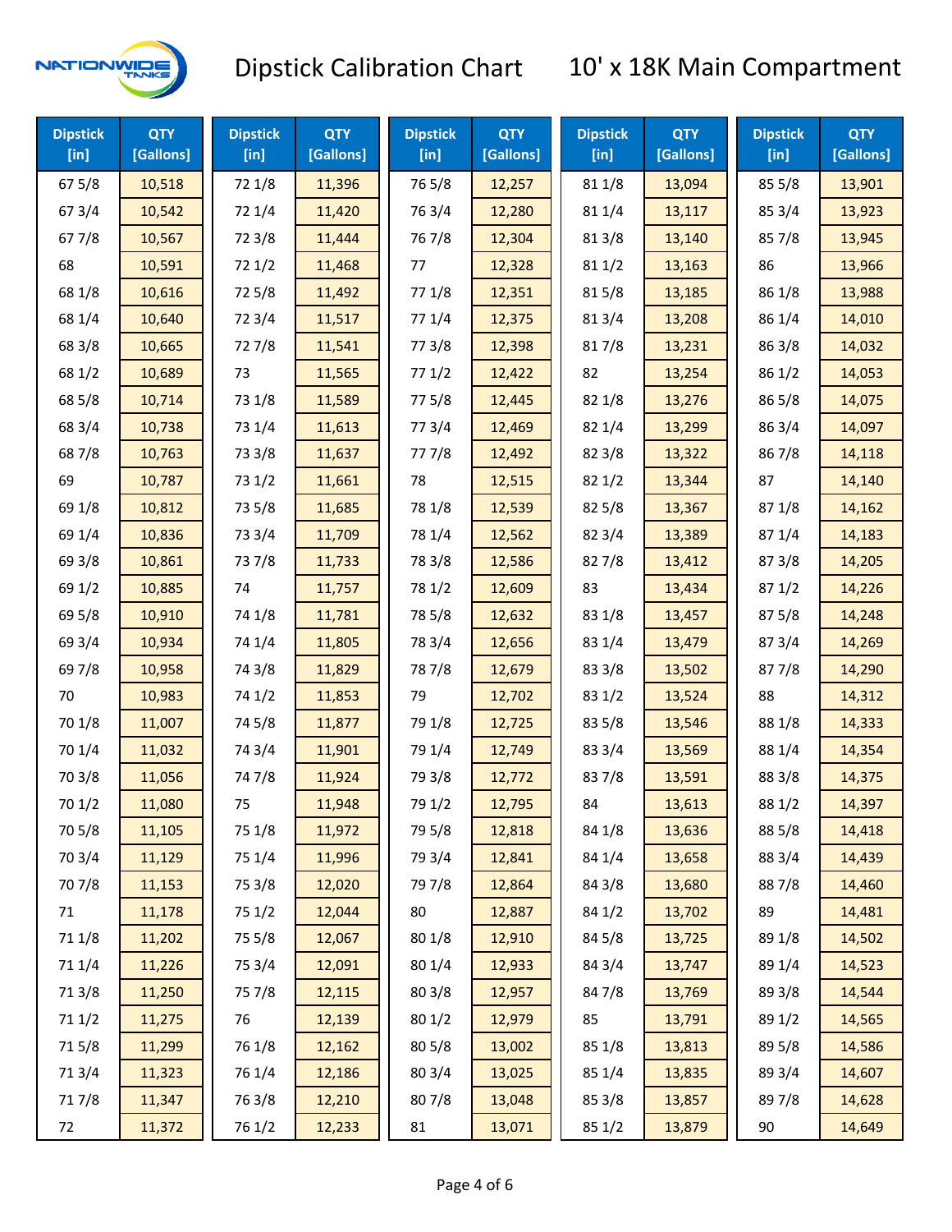# Dipstick Calibration Chart — 10' x 18K Main Compartment

| Dipstick [in] | QTY [Gallons] | Dipstick [in] | QTY [Gallons] | Dipstick [in] | QTY [Gallons] | Dipstick [in] | QTY [Gallons] | Dipstick [in] | QTY [Gallons] |
|---|---|---|---|---|---|---|---|---|---|
| 67 5/8 | 10,518 | 72 1/8 | 11,396 | 76 5/8 | 12,257 | 81 1/8 | 13,094 | 85 5/8 | 13,901 |
| 67 3/4 | 10,542 | 72 1/4 | 11,420 | 76 3/4 | 12,280 | 81 1/4 | 13,117 | 85 3/4 | 13,923 |
| 67 7/8 | 10,567 | 72 3/8 | 11,444 | 76 7/8 | 12,304 | 81 3/8 | 13,140 | 85 7/8 | 13,945 |
| 68 | 10,591 | 72 1/2 | 11,468 | 77 | 12,328 | 81 1/2 | 13,163 | 86 | 13,966 |
| 68 1/8 | 10,616 | 72 5/8 | 11,492 | 77 1/8 | 12,351 | 81 5/8 | 13,185 | 86 1/8 | 13,988 |
| 68 1/4 | 10,640 | 72 3/4 | 11,517 | 77 1/4 | 12,375 | 81 3/4 | 13,208 | 86 1/4 | 14,010 |
| 68 3/8 | 10,665 | 72 7/8 | 11,541 | 77 3/8 | 12,398 | 81 7/8 | 13,231 | 86 3/8 | 14,032 |
| 68 1/2 | 10,689 | 73 | 11,565 | 77 1/2 | 12,422 | 82 | 13,254 | 86 1/2 | 14,053 |
| 68 5/8 | 10,714 | 73 1/8 | 11,589 | 77 5/8 | 12,445 | 82 1/8 | 13,276 | 86 5/8 | 14,075 |
| 68 3/4 | 10,738 | 73 1/4 | 11,613 | 77 3/4 | 12,469 | 82 1/4 | 13,299 | 86 3/4 | 14,097 |
| 68 7/8 | 10,763 | 73 3/8 | 11,637 | 77 7/8 | 12,492 | 82 3/8 | 13,322 | 86 7/8 | 14,118 |
| 69 | 10,787 | 73 1/2 | 11,661 | 78 | 12,515 | 82 1/2 | 13,344 | 87 | 14,140 |
| 69 1/8 | 10,812 | 73 5/8 | 11,685 | 78 1/8 | 12,539 | 82 5/8 | 13,367 | 87 1/8 | 14,162 |
| 69 1/4 | 10,836 | 73 3/4 | 11,709 | 78 1/4 | 12,562 | 82 3/4 | 13,389 | 87 1/4 | 14,183 |
| 69 3/8 | 10,861 | 73 7/8 | 11,733 | 78 3/8 | 12,586 | 82 7/8 | 13,412 | 87 3/8 | 14,205 |
| 69 1/2 | 10,885 | 74 | 11,757 | 78 1/2 | 12,609 | 83 | 13,434 | 87 1/2 | 14,226 |
| 69 5/8 | 10,910 | 74 1/8 | 11,781 | 78 5/8 | 12,632 | 83 1/8 | 13,457 | 87 5/8 | 14,248 |
| 69 3/4 | 10,934 | 74 1/4 | 11,805 | 78 3/4 | 12,656 | 83 1/4 | 13,479 | 87 3/4 | 14,269 |
| 69 7/8 | 10,958 | 74 3/8 | 11,829 | 78 7/8 | 12,679 | 83 3/8 | 13,502 | 87 7/8 | 14,290 |
| 70 | 10,983 | 74 1/2 | 11,853 | 79 | 12,702 | 83 1/2 | 13,524 | 88 | 14,312 |
| 70 1/8 | 11,007 | 74 5/8 | 11,877 | 79 1/8 | 12,725 | 83 5/8 | 13,546 | 88 1/8 | 14,333 |
| 70 1/4 | 11,032 | 74 3/4 | 11,901 | 79 1/4 | 12,749 | 83 3/4 | 13,569 | 88 1/4 | 14,354 |
| 70 3/8 | 11,056 | 74 7/8 | 11,924 | 79 3/8 | 12,772 | 83 7/8 | 13,591 | 88 3/8 | 14,375 |
| 70 1/2 | 11,080 | 75 | 11,948 | 79 1/2 | 12,795 | 84 | 13,613 | 88 1/2 | 14,397 |
| 70 5/8 | 11,105 | 75 1/8 | 11,972 | 79 5/8 | 12,818 | 84 1/8 | 13,636 | 88 5/8 | 14,418 |
| 70 3/4 | 11,129 | 75 1/4 | 11,996 | 79 3/4 | 12,841 | 84 1/4 | 13,658 | 88 3/4 | 14,439 |
| 70 7/8 | 11,153 | 75 3/8 | 12,020 | 79 7/8 | 12,864 | 84 3/8 | 13,680 | 88 7/8 | 14,460 |
| 71 | 11,178 | 75 1/2 | 12,044 | 80 | 12,887 | 84 1/2 | 13,702 | 89 | 14,481 |
| 71 1/8 | 11,202 | 75 5/8 | 12,067 | 80 1/8 | 12,910 | 84 5/8 | 13,725 | 89 1/8 | 14,502 |
| 71 1/4 | 11,226 | 75 3/4 | 12,091 | 80 1/4 | 12,933 | 84 3/4 | 13,747 | 89 1/4 | 14,523 |
| 71 3/8 | 11,250 | 75 7/8 | 12,115 | 80 3/8 | 12,957 | 84 7/8 | 13,769 | 89 3/8 | 14,544 |
| 71 1/2 | 11,275 | 76 | 12,139 | 80 1/2 | 12,979 | 85 | 13,791 | 89 1/2 | 14,565 |
| 71 5/8 | 11,299 | 76 1/8 | 12,162 | 80 5/8 | 13,002 | 85 1/8 | 13,813 | 89 5/8 | 14,586 |
| 71 3/4 | 11,323 | 76 1/4 | 12,186 | 80 3/4 | 13,025 | 85 1/4 | 13,835 | 89 3/4 | 14,607 |
| 71 7/8 | 11,347 | 76 3/8 | 12,210 | 80 7/8 | 13,048 | 85 3/8 | 13,857 | 89 7/8 | 14,628 |
| 72 | 11,372 | 76 1/2 | 12,233 | 81 | 13,071 | 85 1/2 | 13,879 | 90 | 14,649 |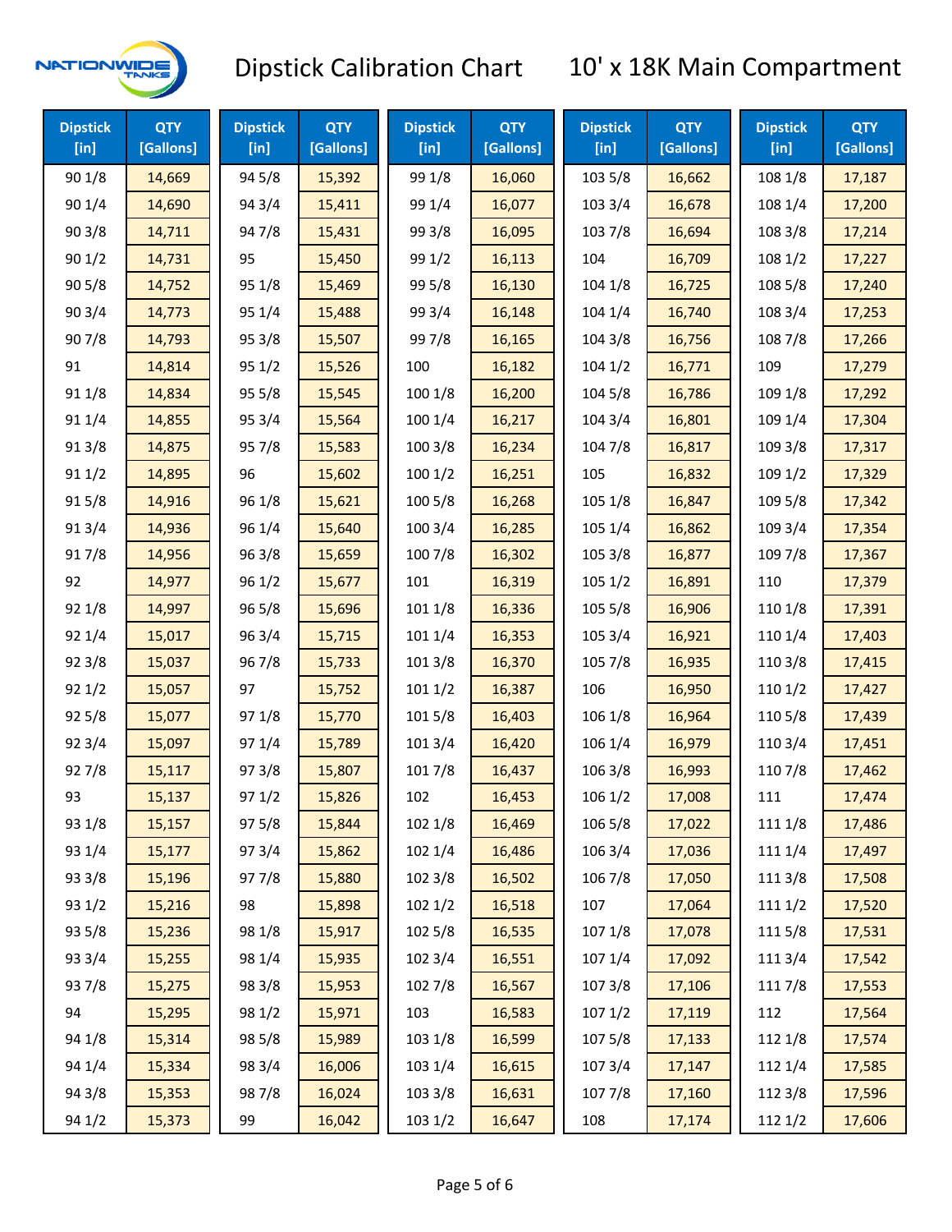# Dipstick Calibration Chart — 10' x 18K Main Compartment

| Dipstick [in] | QTY [Gallons] | Dipstick [in] | QTY [Gallons] | Dipstick [in] | QTY [Gallons] | Dipstick [in] | QTY [Gallons] | Dipstick [in] | QTY [Gallons] |
|---|---|---|---|---|---|---|---|---|---|
| 90 1/8 | 14,669 | 94 5/8 | 15,392 | 99 1/8 | 16,060 | 103 5/8 | 16,662 | 108 1/8 | 17,187 |
| 90 1/4 | 14,690 | 94 3/4 | 15,411 | 99 1/4 | 16,077 | 103 3/4 | 16,678 | 108 1/4 | 17,200 |
| 90 3/8 | 14,711 | 94 7/8 | 15,431 | 99 3/8 | 16,095 | 103 7/8 | 16,694 | 108 3/8 | 17,214 |
| 90 1/2 | 14,731 | 95 | 15,450 | 99 1/2 | 16,113 | 104 | 16,709 | 108 1/2 | 17,227 |
| 90 5/8 | 14,752 | 95 1/8 | 15,469 | 99 5/8 | 16,130 | 104 1/8 | 16,725 | 108 5/8 | 17,240 |
| 90 3/4 | 14,773 | 95 1/4 | 15,488 | 99 3/4 | 16,148 | 104 1/4 | 16,740 | 108 3/4 | 17,253 |
| 90 7/8 | 14,793 | 95 3/8 | 15,507 | 99 7/8 | 16,165 | 104 3/8 | 16,756 | 108 7/8 | 17,266 |
| 91 | 14,814 | 95 1/2 | 15,526 | 100 | 16,182 | 104 1/2 | 16,771 | 109 | 17,279 |
| 91 1/8 | 14,834 | 95 5/8 | 15,545 | 100 1/8 | 16,200 | 104 5/8 | 16,786 | 109 1/8 | 17,292 |
| 91 1/4 | 14,855 | 95 3/4 | 15,564 | 100 1/4 | 16,217 | 104 3/4 | 16,801 | 109 1/4 | 17,304 |
| 91 3/8 | 14,875 | 95 7/8 | 15,583 | 100 3/8 | 16,234 | 104 7/8 | 16,817 | 109 3/8 | 17,317 |
| 91 1/2 | 14,895 | 96 | 15,602 | 100 1/2 | 16,251 | 105 | 16,832 | 109 1/2 | 17,329 |
| 91 5/8 | 14,916 | 96 1/8 | 15,621 | 100 5/8 | 16,268 | 105 1/8 | 16,847 | 109 5/8 | 17,342 |
| 91 3/4 | 14,936 | 96 1/4 | 15,640 | 100 3/4 | 16,285 | 105 1/4 | 16,862 | 109 3/4 | 17,354 |
| 91 7/8 | 14,956 | 96 3/8 | 15,659 | 100 7/8 | 16,302 | 105 3/8 | 16,877 | 109 7/8 | 17,367 |
| 92 | 14,977 | 96 1/2 | 15,677 | 101 | 16,319 | 105 1/2 | 16,891 | 110 | 17,379 |
| 92 1/8 | 14,997 | 96 5/8 | 15,696 | 101 1/8 | 16,336 | 105 5/8 | 16,906 | 110 1/8 | 17,391 |
| 92 1/4 | 15,017 | 96 3/4 | 15,715 | 101 1/4 | 16,353 | 105 3/4 | 16,921 | 110 1/4 | 17,403 |
| 92 3/8 | 15,037 | 96 7/8 | 15,733 | 101 3/8 | 16,370 | 105 7/8 | 16,935 | 110 3/8 | 17,415 |
| 92 1/2 | 15,057 | 97 | 15,752 | 101 1/2 | 16,387 | 106 | 16,950 | 110 1/2 | 17,427 |
| 92 5/8 | 15,077 | 97 1/8 | 15,770 | 101 5/8 | 16,403 | 106 1/8 | 16,964 | 110 5/8 | 17,439 |
| 92 3/4 | 15,097 | 97 1/4 | 15,789 | 101 3/4 | 16,420 | 106 1/4 | 16,979 | 110 3/4 | 17,451 |
| 92 7/8 | 15,117 | 97 3/8 | 15,807 | 101 7/8 | 16,437 | 106 3/8 | 16,993 | 110 7/8 | 17,462 |
| 93 | 15,137 | 97 1/2 | 15,826 | 102 | 16,453 | 106 1/2 | 17,008 | 111 | 17,474 |
| 93 1/8 | 15,157 | 97 5/8 | 15,844 | 102 1/8 | 16,469 | 106 5/8 | 17,022 | 111 1/8 | 17,486 |
| 93 1/4 | 15,177 | 97 3/4 | 15,862 | 102 1/4 | 16,486 | 106 3/4 | 17,036 | 111 1/4 | 17,497 |
| 93 3/8 | 15,196 | 97 7/8 | 15,880 | 102 3/8 | 16,502 | 106 7/8 | 17,050 | 111 3/8 | 17,508 |
| 93 1/2 | 15,216 | 98 | 15,898 | 102 1/2 | 16,518 | 107 | 17,064 | 111 1/2 | 17,520 |
| 93 5/8 | 15,236 | 98 1/8 | 15,917 | 102 5/8 | 16,535 | 107 1/8 | 17,078 | 111 5/8 | 17,531 |
| 93 3/4 | 15,255 | 98 1/4 | 15,935 | 102 3/4 | 16,551 | 107 1/4 | 17,092 | 111 3/4 | 17,542 |
| 93 7/8 | 15,275 | 98 3/8 | 15,953 | 102 7/8 | 16,567 | 107 3/8 | 17,106 | 111 7/8 | 17,553 |
| 94 | 15,295 | 98 1/2 | 15,971 | 103 | 16,583 | 107 1/2 | 17,119 | 112 | 17,564 |
| 94 1/8 | 15,314 | 98 5/8 | 15,989 | 103 1/8 | 16,599 | 107 5/8 | 17,133 | 112 1/8 | 17,574 |
| 94 1/4 | 15,334 | 98 3/4 | 16,006 | 103 1/4 | 16,615 | 107 3/4 | 17,147 | 112 1/4 | 17,585 |
| 94 3/8 | 15,353 | 98 7/8 | 16,024 | 103 3/8 | 16,631 | 107 7/8 | 17,160 | 112 3/8 | 17,596 |
| 94 1/2 | 15,373 | 99 | 16,042 | 103 1/2 | 16,647 | 108 | 17,174 | 112 1/2 | 17,606 |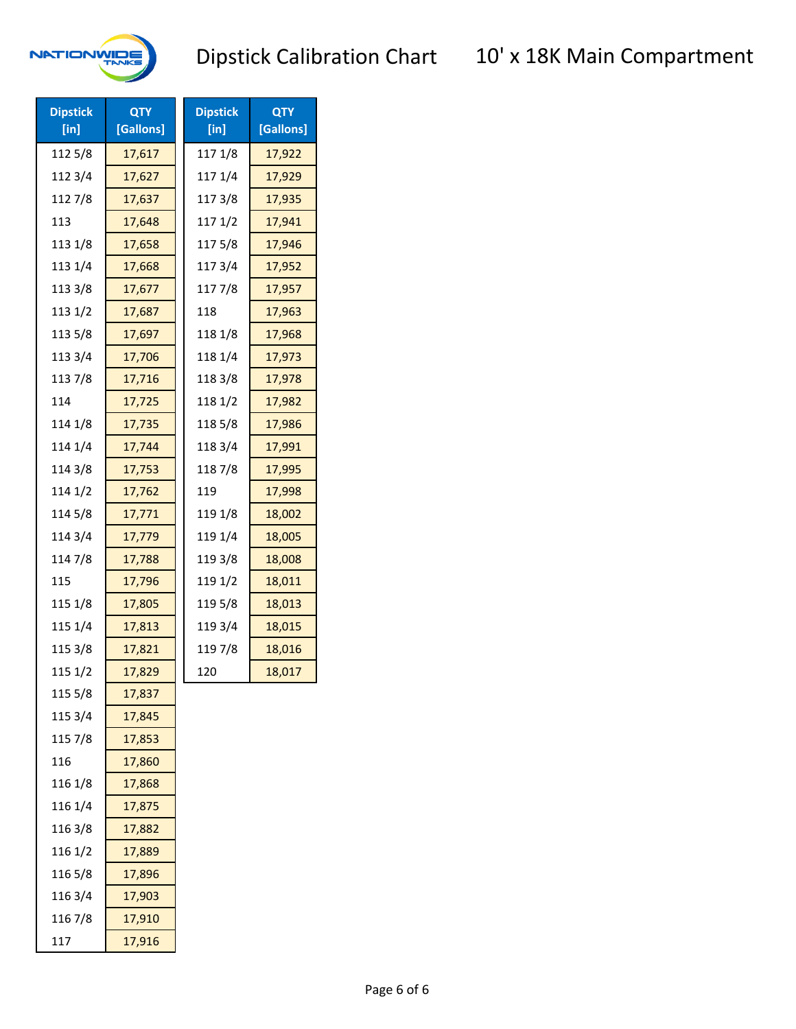# Dipstick Calibration Chart

## 10' x 18K Main Compartment

| Dipstick [in] | QTY [Gallons] |
|---|---|
| 112 5/8 | 17,617 |
| 112 3/4 | 17,627 |
| 112 7/8 | 17,637 |
| 113 | 17,648 |
| 113 1/8 | 17,658 |
| 113 1/4 | 17,668 |
| 113 3/8 | 17,677 |
| 113 1/2 | 17,687 |
| 113 5/8 | 17,697 |
| 113 3/4 | 17,706 |
| 113 7/8 | 17,716 |
| 114 | 17,725 |
| 114 1/8 | 17,735 |
| 114 1/4 | 17,744 |
| 114 3/8 | 17,753 |
| 114 1/2 | 17,762 |
| 114 5/8 | 17,771 |
| 114 3/4 | 17,779 |
| 114 7/8 | 17,788 |
| 115 | 17,796 |
| 115 1/8 | 17,805 |
| 115 1/4 | 17,813 |
| 115 3/8 | 17,821 |
| 115 1/2 | 17,829 |
| 115 5/8 | 17,837 |
| 115 3/4 | 17,845 |
| 115 7/8 | 17,853 |
| 116 | 17,860 |
| 116 1/8 | 17,868 |
| 116 1/4 | 17,875 |
| 116 3/8 | 17,882 |
| 116 1/2 | 17,889 |
| 116 5/8 | 17,896 |
| 116 3/4 | 17,903 |
| 116 7/8 | 17,910 |
| 117 | 17,916 |
| 117 1/8 | 17,922 |
| 117 1/4 | 17,929 |
| 117 3/8 | 17,935 |
| 117 1/2 | 17,941 |
| 117 5/8 | 17,946 |
| 117 3/4 | 17,952 |
| 117 7/8 | 17,957 |
| 118 | 17,963 |
| 118 1/8 | 17,968 |
| 118 1/4 | 17,973 |
| 118 3/8 | 17,978 |
| 118 1/2 | 17,982 |
| 118 5/8 | 17,986 |
| 118 3/4 | 17,991 |
| 118 7/8 | 17,995 |
| 119 | 17,998 |
| 119 1/8 | 18,002 |
| 119 1/4 | 18,005 |
| 119 3/8 | 18,008 |
| 119 1/2 | 18,011 |
| 119 5/8 | 18,013 |
| 119 3/4 | 18,015 |
| 119 7/8 | 18,016 |
| 120 | 18,017 |